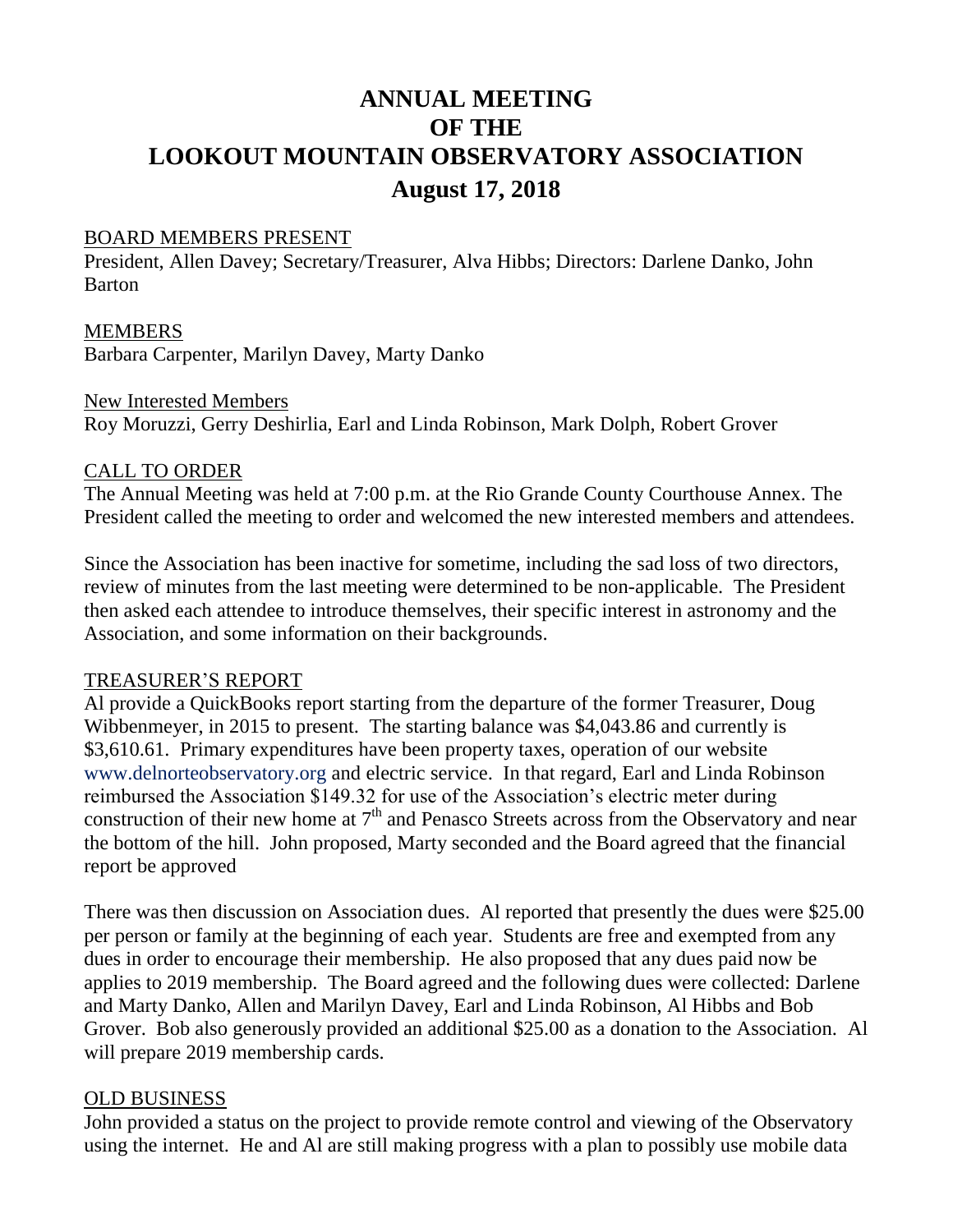# ANNUAL MEETING OF THE LOOKOUT MOUNTAIN OBSERVATORY ASSOCIATION

## August 17, 2018

BOARD MEMBERS PRESENT

President, Allen Davey; Secretary/Treasurer, Alva Hibbs; Directors: Darlene Danko, John Barton

MEMBERS

Barbara Carpenter, Marilyn Davey, Marty Danko

New Interested Members

Roy Moruzzi, Gerry Deshirlia, Earl and Linda Robinson, Mark Dolph, Robert Grover

CALL TO ORDER

The Annual Meeting was held at 7:00 p.m. at the Rio Grande County Courthouse Annex. The President called the meeting to order and welcomed the new interested members and attendees.

Since the Association has been inactive for sometime, including the sad loss of two directors, review of minutes from the last meeting were determined to be non-applicable. The President then asked each attendee to introduce themselves, their specific interest in astronomy and the Association, and some information on their backgrounds.

TREASURER'S REPORT

Al provide a QuickBooks report starting from the departure of the former Treasurer, Doug Wibbenmeyer, in 2015 to present. The starting balance was $4,043.86 and currently is $3,610.61. Primary expenditures have been property taxes, operation of our website www.delnorteobservatory.org and electric service. In that regard, Earl and Linda Robinson reimbursed the Association $149.32 for use of the Association's electric meter during construction of their new home at 7th and Penasco Streets across from the Observatory and near the bottom of the hill. John proposed, Marty seconded and the Board agreed that the financial report be approved

There was then discussion on Association dues. Al reported that presently the dues were $25.00 per person or family at the beginning of each year. Students are free and exempted from any dues in order to encourage their membership. He also proposed that any dues paid now be applies to 2019 membership. The Board agreed and the following dues were collected: Darlene and Marty Danko, Allen and Marilyn Davey, Earl and Linda Robinson, Al Hibbs and Bob Grover. Bob also generously provided an additional $25.00 as a donation to the Association. Al will prepare 2019 membership cards.

OLD BUSINESS

John provided a status on the project to provide remote control and viewing of the Observatory using the internet. He and Al are still making progress with a plan to possibly use mobile data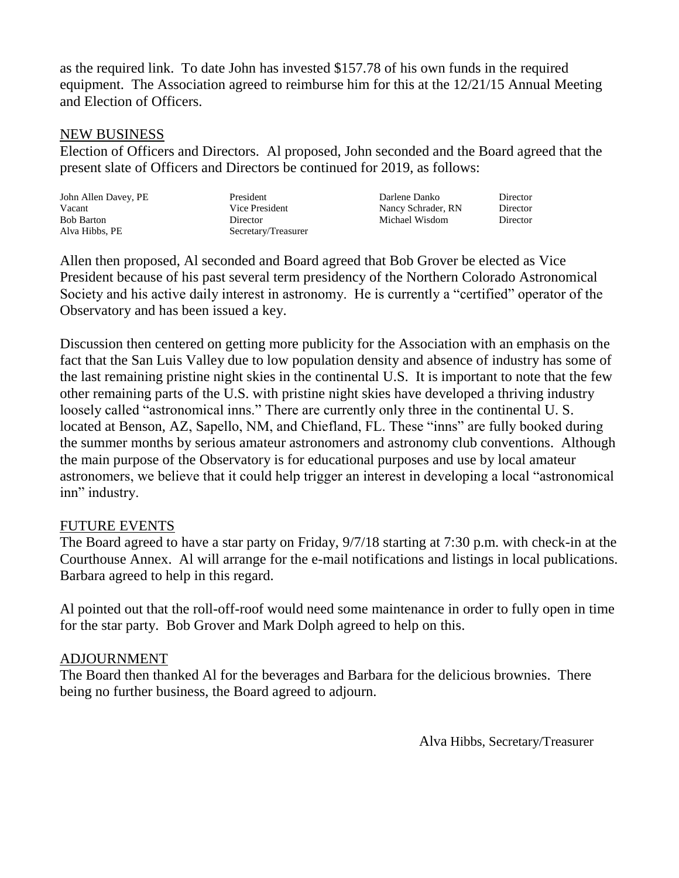as the required link. To date John has invested $157.78 of his own funds in the required equipment. The Association agreed to reimburse him for this at the 12/21/15 Annual Meeting and Election of Officers.

## NEW BUSINESS

Election of Officers and Directors. Al proposed, John seconded and the Board agreed that the present slate of Officers and Directors be continued for 2019, as follows:

| | | | |
|---|---|---|---|
| John Allen Davey, PE | President | Darlene Danko | Director |
| Vacant | Vice President | Nancy Schrader, RN | Director |
| Bob Barton | Director | Michael Wisdom | Director |
| Alva Hibbs, PE | Secretary/Treasurer | | |

Allen then proposed, Al seconded and Board agreed that Bob Grover be elected as Vice President because of his past several term presidency of the Northern Colorado Astronomical Society and his active daily interest in astronomy. He is currently a "certified" operator of the Observatory and has been issued a key.

Discussion then centered on getting more publicity for the Association with an emphasis on the fact that the San Luis Valley due to low population density and absence of industry has some of the last remaining pristine night skies in the continental U.S. It is important to note that the few other remaining parts of the U.S. with pristine night skies have developed a thriving industry loosely called "astronomical inns." There are currently only three in the continental U. S. located at Benson, AZ, Sapello, NM, and Chiefland, FL. These "inns" are fully booked during the summer months by serious amateur astronomers and astronomy club conventions. Although the main purpose of the Observatory is for educational purposes and use by local amateur astronomers, we believe that it could help trigger an interest in developing a local "astronomical inn" industry.

## FUTURE EVENTS

The Board agreed to have a star party on Friday, 9/7/18 starting at 7:30 p.m. with check-in at the Courthouse Annex. Al will arrange for the e-mail notifications and listings in local publications. Barbara agreed to help in this regard.

Al pointed out that the roll-off-roof would need some maintenance in order to fully open in time for the star party. Bob Grover and Mark Dolph agreed to help on this.

## ADJOURNMENT

The Board then thanked Al for the beverages and Barbara for the delicious brownies. There being no further business, the Board agreed to adjourn.

Alva Hibbs, Secretary/Treasurer